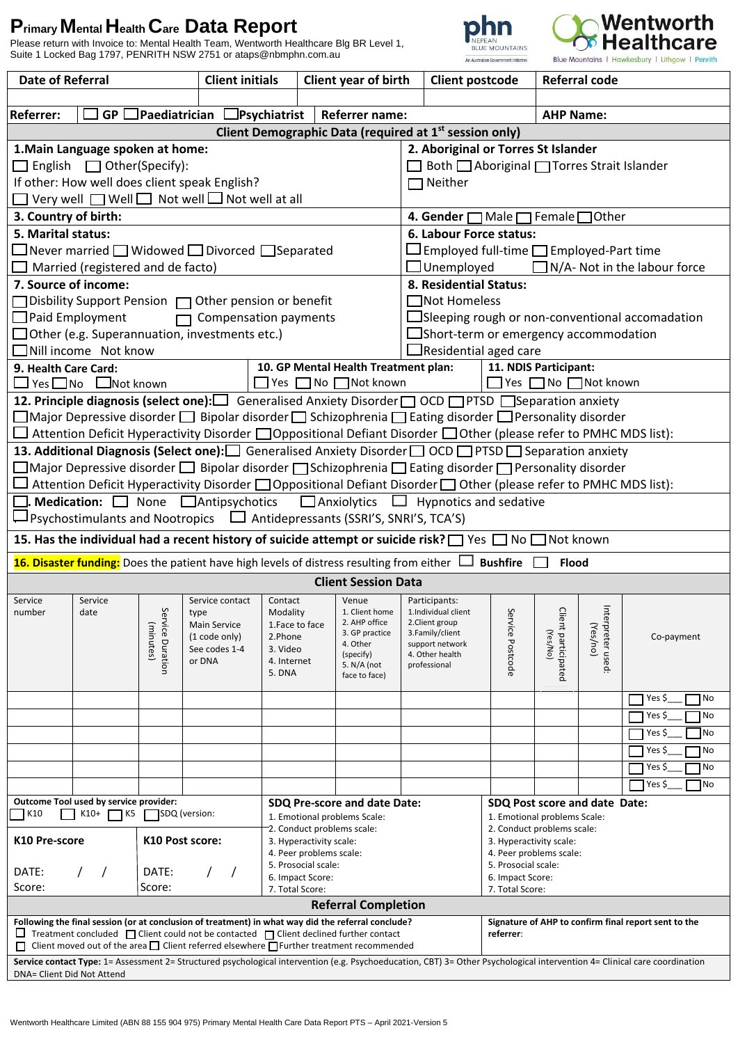# Primary Mental Health Care Data Report

Please return with Invoice to: Mental Health Team, Wentworth Healthcare Blg BR Level 1, Suite 1 Locked Bag 1797, PENRITH NSW 2751 or ataps@nbmphn.com.au

phn NEPEAN BLUE MOUNTAINS — An Australian Government Initiative

Wentworth Healthcare — Blue Mountains | Hawkesbury | Lithgow | Penrith

| Date of Referral | Client initials | Client year of birth | Client postcode | Referral code |
|---|---|---|---|---|
| | | | | |

**Referrer:** ☐ GP ☐ Paediatrician ☐ Psychiatrist | **Referrer name:** | **AHP Name:**

## Client Demographic Data (required at 1st session only)

**1. Main Language spoken at home:**
☐ English ☐ Other(Specify):
If other: How well does client speak English?
☐ Very well ☐ Well ☐ Not well ☐ Not well at all

**2. Aboriginal or Torres St Islander**
☐ Both ☐ Aboriginal ☐ Torres Strait Islander
☐ Neither

**3. Country of birth:**

**4. Gender** ☐ Male ☐ Female ☐ Other

**5. Marital status:**
☐ Never married ☐ Widowed ☐ Divorced ☐ Separated
☐ Married (registered and de facto)

**6. Labour Force status:**
☐ Employed full-time ☐ Employed-Part time
☐ Unemployed ☐ N/A- Not in the labour force

**7. Source of income:**
☐ Disbility Support Pension ☐ Other pension or benefit
☐ Paid Employment ☐ Compensation payments
☐ Other (e.g. Superannuation, investments etc.)
☐ Nill income Not know

**8. Residential Status:**
☐ Not Homeless
☐ Sleeping rough or non-conventional accomadation
☐ Short-term or emergency accommodation
☐ Residential aged care

**9. Health Care Card:** ☐ Yes ☐ No ☐ Not known

**10. GP Mental Health Treatment plan:** ☐ Yes ☐ No ☐ Not known

**11. NDIS Participant:** ☐ Yes ☐ No ☐ Not known

**12. Principle diagnosis (select one):** ☐ Generalised Anxiety Disorder ☐ OCD ☐ PTSD ☐ Separation anxiety
☐ Major Depressive disorder ☐ Bipolar disorder ☐ Schizophrenia ☐ Eating disorder ☐ Personality disorder
☐ Attention Deficit Hyperactivity Disorder ☐ Oppositional Defiant Disorder ☐ Other (please refer to PMHC MDS list):

**13. Additional Diagnosis (Select one):** ☐ Generalised Anxiety Disorder ☐ OCD ☐ PTSD ☐ Separation anxiety
☐ Major Depressive disorder ☐ Bipolar disorder ☐ Schizophrenia ☐ Eating disorder ☐ Personality disorder
☐ Attention Deficit Hyperactivity Disorder ☐ Oppositional Defiant Disorder ☐ Other (please refer to PMHC MDS list):

☐. **Medication:** ☐ None ☐ Antipsychotics ☐ Anxiolytics ☐ Hypnotics and sedative
☐ Psychostimulants and Nootropics ☐ Antidepressants (SSRI'S, SNRI'S, TCA'S)

**15. Has the individual had a recent history of suicide attempt or suicide risk?** ☐ Yes ☐ No ☐ Not known

**16. Disaster funding:** Does the patient have high levels of distress resulting from either ☐ **Bushfire** ☐ **Flood**

## Client Session Data

| Service number | Service date | Service Duration (minutes) | Service contact type Main Service (1 code only) See codes 1-4 or DNA | Contact Modality 1.Face to face 2.Phone 3. Video 4. Internet 5. DNA | Venue 1. Client home 2. AHP office 3. GP practice 4. Other (specify) 5. N/A (not face to face) | Participants: 1.Individual client 2.Client group 3.Family/client support network 4. Other health professional | Service Postcode | Client participated (Yes/No) | Interpreter used: (Yes/no) | Co-payment |
|---|---|---|---|---|---|---|---|---|---|---|
| | | | | | | | | | | ☐ Yes $___ ☐ No |
| | | | | | | | | | | ☐ Yes $___ ☐ No |
| | | | | | | | | | | ☐ Yes $___ ☐ No |
| | | | | | | | | | | ☐ Yes $___ ☐ No |
| | | | | | | | | | | ☐ Yes $___ ☐ No |
| | | | | | | | | | | ☐ Yes $___ ☐ No |

**Outcome Tool used by service provider:**
☐ K10 ☐ K10+ ☐ K5 ☐ SDQ (version:

**K10 Pre-score**
DATE: / /
Score:

**K10 Post score:**
DATE: / /
Score:

**SDQ Pre-score and date Date:**
1. Emotional problems Scale:
2. Conduct problems scale:
3. Hyperactivity scale:
4. Peer problems scale:
5. Prosocial scale:
6. Impact Score:
7. Total Score:

**SDQ Post score and date Date:**
1. Emotional problems Scale:
2. Conduct problems scale:
3. Hyperactivity scale:
4. Peer problems scale:
5. Prosocial scale:
6. Impact Score:
7. Total Score:

## Referral Completion

**Following the final session (or at conclusion of treatment) in what way did the referral conclude?**
☐ Treatment concluded ☐ Client could not be contacted ☐ Client declined further contact
☐ Client moved out of the area ☐ Client referred elsewhere ☐ Further treatment recommended

**Signature of AHP to confirm final report sent to the referrer:**

**Service contact Type:** 1= Assessment 2= Structured psychological intervention (e.g. Psychoeducation, CBT) 3= Other Psychological intervention 4= Clinical care coordination
DNA= Client Did Not Attend

Wentworth Healthcare Limited (ABN 88 155 904 975) Primary Mental Health Care Data Report PTS – April 2021-Version 5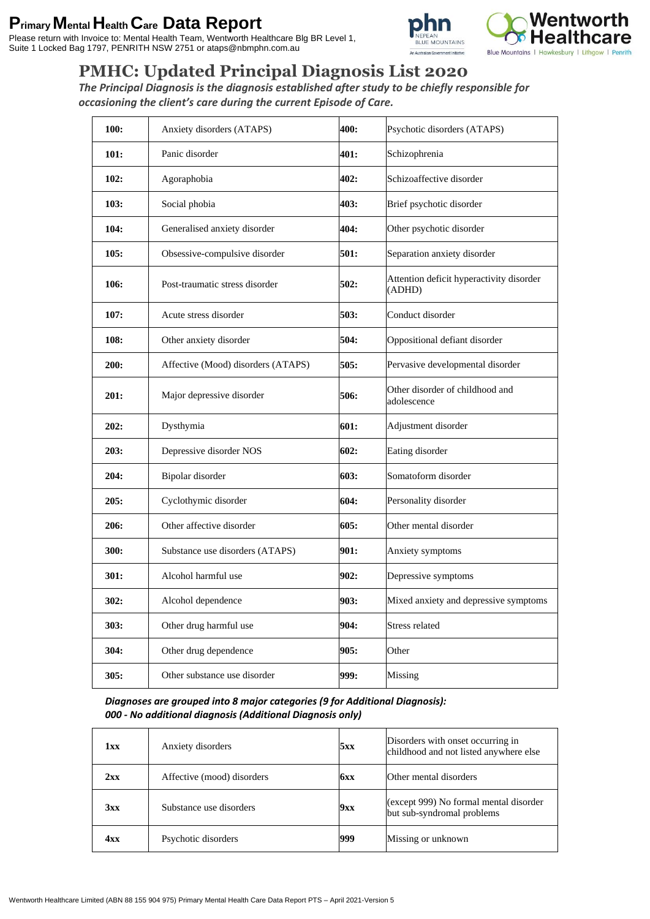# Primary Mental Health Care Data Report

Please return with Invoice to: Mental Health Team, Wentworth Healthcare Blg BR Level 1, Suite 1 Locked Bag 1797, PENRITH NSW 2751 or ataps@nbmphn.com.au

## PMHC: Updated Principal Diagnosis List 2020

***The Principal Diagnosis is the diagnosis established after study to be chiefly responsible for occasioning the client's care during the current Episode of Care.***

| | | | |
|---|---|---|---|
| **100:** | Anxiety disorders (ATAPS) | **400:** | Psychotic disorders (ATAPS) |
| **101:** | Panic disorder | **401:** | Schizophrenia |
| **102:** | Agoraphobia | **402:** | Schizoaffective disorder |
| **103:** | Social phobia | **403:** | Brief psychotic disorder |
| **104:** | Generalised anxiety disorder | **404:** | Other psychotic disorder |
| **105:** | Obsessive-compulsive disorder | **501:** | Separation anxiety disorder |
| **106:** | Post-traumatic stress disorder | **502:** | Attention deficit hyperactivity disorder (ADHD) |
| **107:** | Acute stress disorder | **503:** | Conduct disorder |
| **108:** | Other anxiety disorder | **504:** | Oppositional defiant disorder |
| **200:** | Affective (Mood) disorders (ATAPS) | **505:** | Pervasive developmental disorder |
| **201:** | Major depressive disorder | **506:** | Other disorder of childhood and adolescence |
| **202:** | Dysthymia | **601:** | Adjustment disorder |
| **203:** | Depressive disorder NOS | **602:** | Eating disorder |
| **204:** | Bipolar disorder | **603:** | Somatoform disorder |
| **205:** | Cyclothymic disorder | **604:** | Personality disorder |
| **206:** | Other affective disorder | **605:** | Other mental disorder |
| **300:** | Substance use disorders (ATAPS) | **901:** | Anxiety symptoms |
| **301:** | Alcohol harmful use | **902:** | Depressive symptoms |
| **302:** | Alcohol dependence | **903:** | Mixed anxiety and depressive symptoms |
| **303:** | Other drug harmful use | **904:** | Stress related |
| **304:** | Other drug dependence | **905:** | Other |
| **305:** | Other substance use disorder | **999:** | Missing |

***Diagnoses are grouped into 8 major categories (9 for Additional Diagnosis):***
***000 - No additional diagnosis (Additional Diagnosis only)***

| | | | |
|---|---|---|---|
| **1xx** | Anxiety disorders | **5xx** | Disorders with onset occurring in childhood and not listed anywhere else |
| **2xx** | Affective (mood) disorders | **6xx** | Other mental disorders |
| **3xx** | Substance use disorders | **9xx** | (except 999) No formal mental disorder but sub-syndromal problems |
| **4xx** | Psychotic disorders | **999** | Missing or unknown |